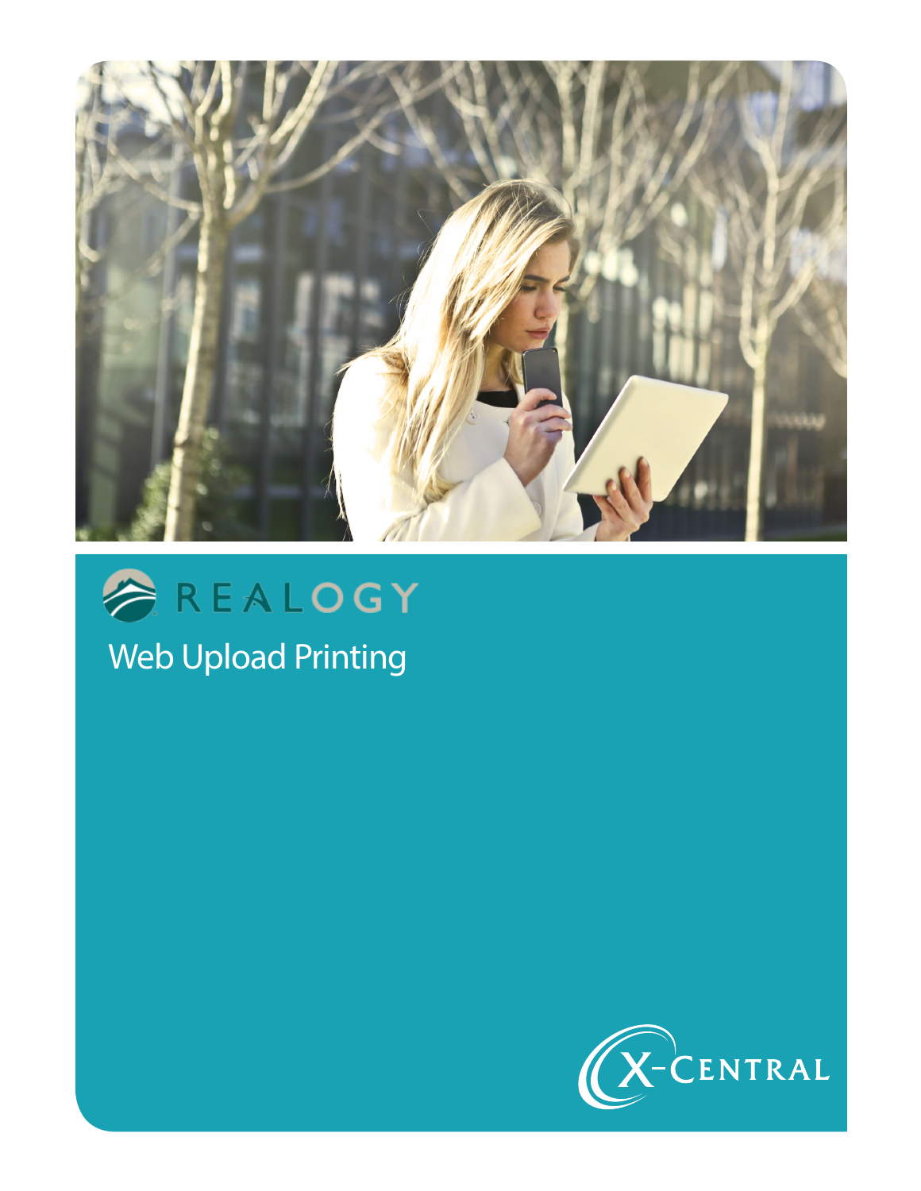REALOGY

# Web Upload Printing

X-CENTRAL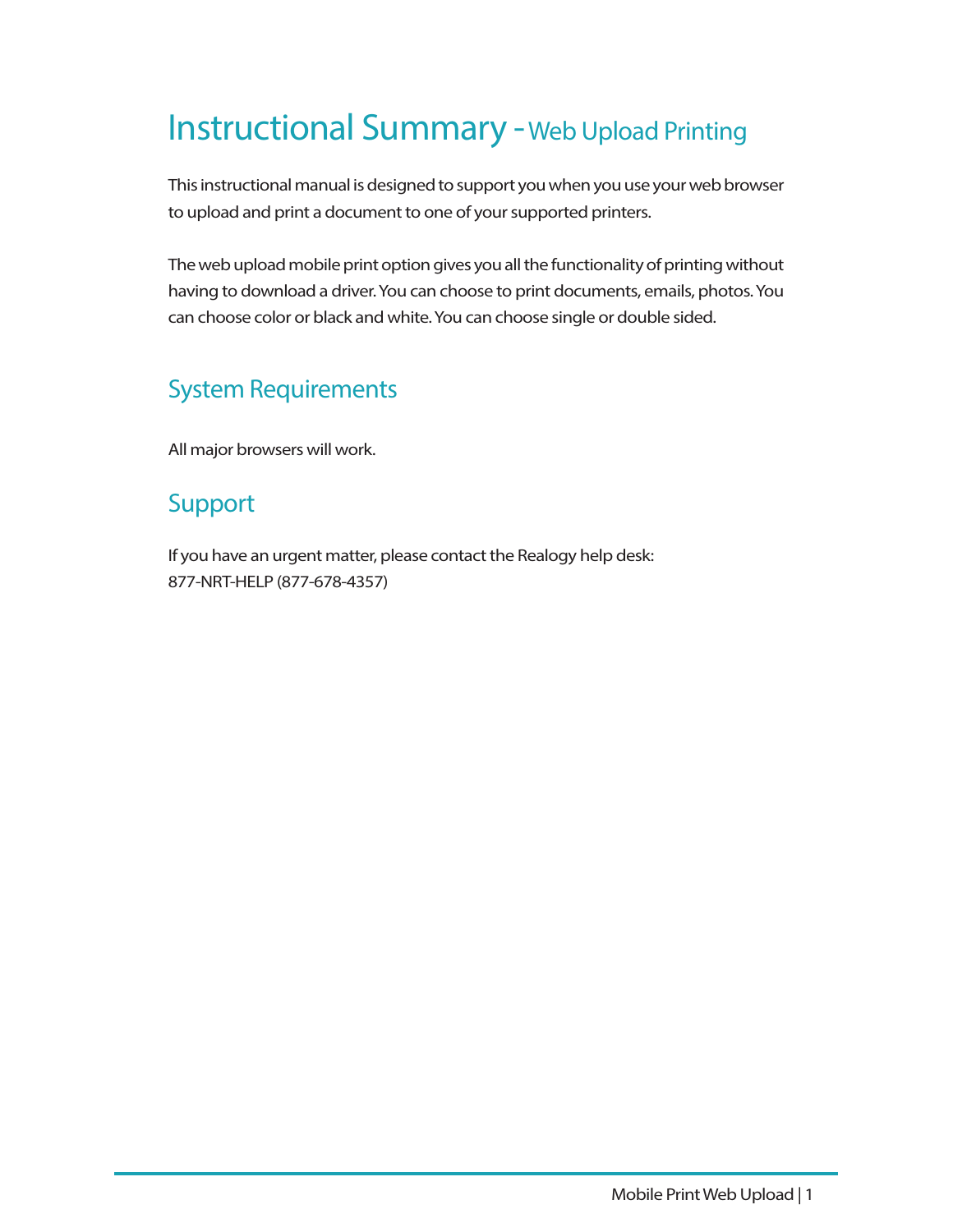# Instructional Summary - Web Upload Printing

This instructional manual is designed to support you when you use your web browser to upload and print a document to one of your supported printers.

The web upload mobile print option gives you all the functionality of printing without having to download a driver. You can choose to print documents, emails, photos. You can choose color or black and white. You can choose single or double sided.

## System Requirements

All major browsers will work.

## Support

If you have an urgent matter, please contact the Realogy help desk:
877-NRT-HELP (877-678-4357)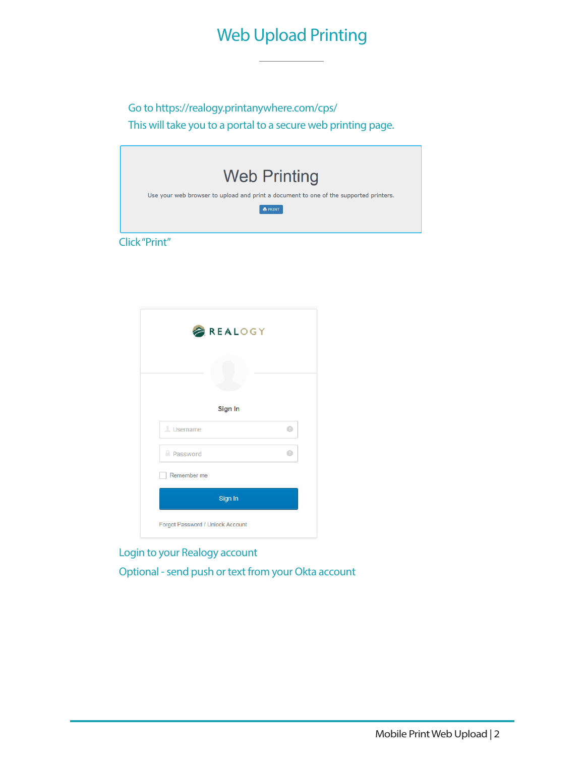# Web Upload Printing

Go to https://realogy.printanywhere.com/cps/
This will take you to a portal to a secure web printing page.

Web Printing

Use your web browser to upload and print a document to one of the supported printers.

PRINT

Click "Print"

REALOGY

Sign In

Username

Password

Remember me

Sign In

Forgot Password / Unlock Account

Login to your Realogy account

Optional - send push or text from your Okta account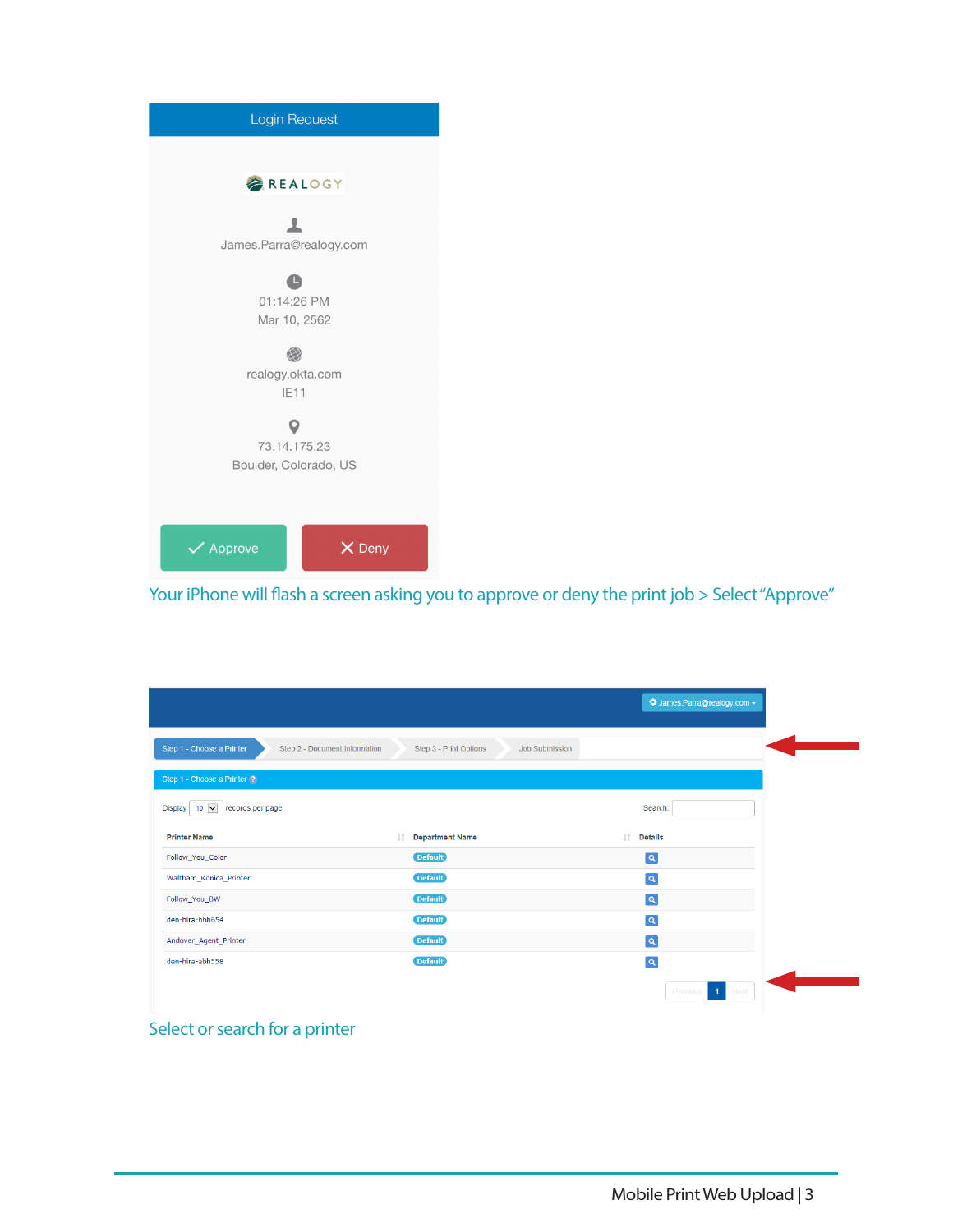Login Request

REALOGY

James.Parra@realogy.com

01:14:26 PM
Mar 10, 2562

realogy.okta.com
IE11

73.14.175.23
Boulder, Colorado, US

Approve | Deny

Your iPhone will flash a screen asking you to approve or deny the print job > Select "Approve"

James.Parra@realogy.com

Step 1 - Choose a Printer | Step 2 - Document Information | Step 3 - Print Options | Job Submission

Step 1 - Choose a Printer

Display 10 records per page

Search:

| Printer Name | Department Name | Details |
| --- | --- | --- |
| Follow_You_Color | Default | |
| Waltham_Konica_Printer | Default | |
| Follow_You_BW | Default | |
| den-hira-bbh654 | Default | |
| Andover_Agent_Printer | Default | |
| den-hira-abh558 | Default | |

Previous 1 Next

Select or search for a printer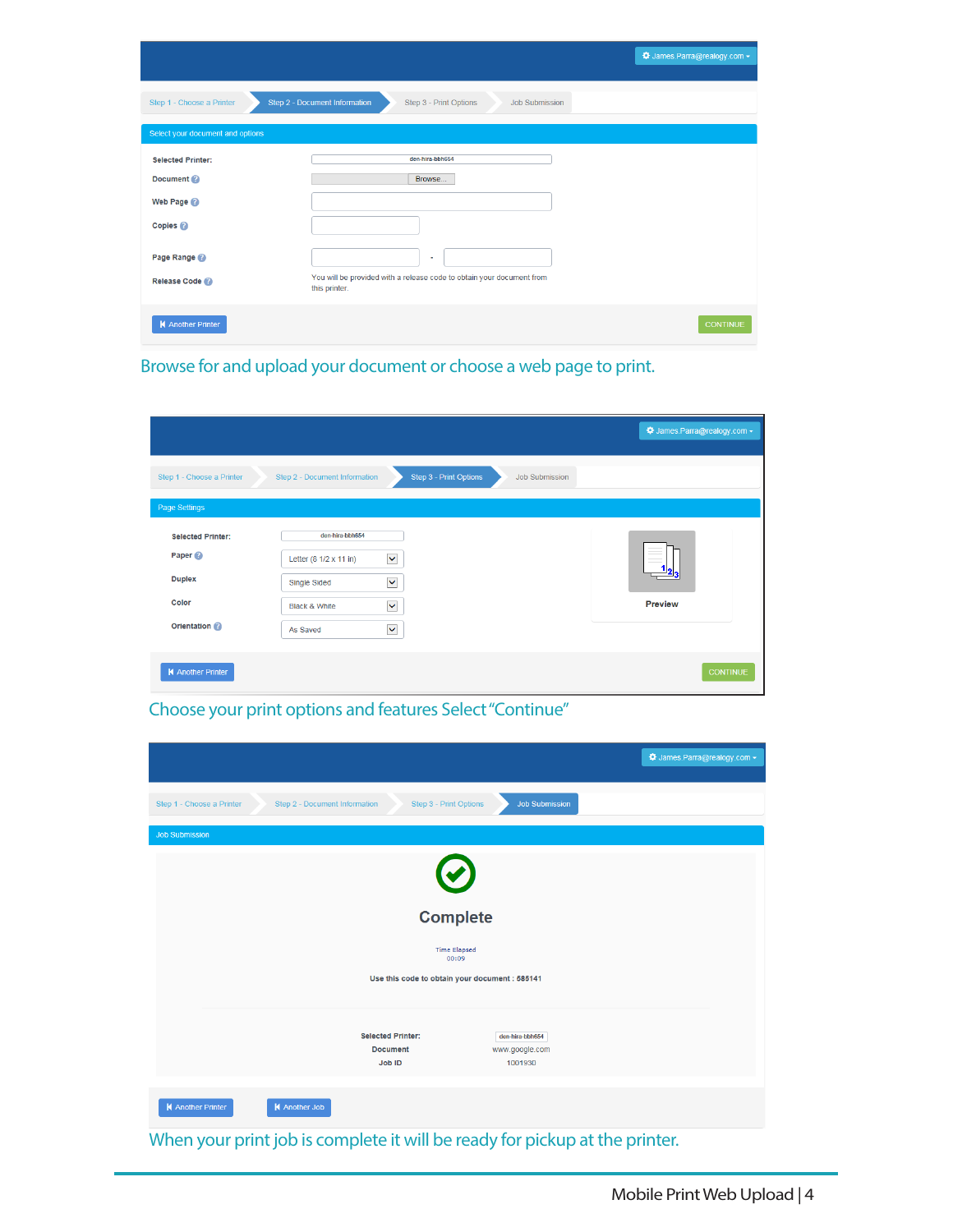James.Parra@realogy.com

Step 1 - Choose a Printer | Step 2 - Document Information | Step 3 - Print Options | Job Submission

Select your document and options

**Selected Printer:** den-hira-bbh654

**Document** Browse...

**Web Page**

**Copies**

**Page Range** -

**Release Code** You will be provided with a release code to obtain your document from this printer.

Another Printer CONTINUE

Browse for and upload your document or choose a web page to print.

James.Parra@realogy.com

Step 1 - Choose a Printer | Step 2 - Document Information | Step 3 - Print Options | Job Submission

Page Settings

**Selected Printer:** den-hira-bbh654

**Paper** Letter (8 1/2 x 11 in)

**Duplex** Single Sided

**Color** Black & White

**Orientation** As Saved

**Preview**

Another Printer CONTINUE

Choose your print options and features Select "Continue"

James.Parra@realogy.com

Step 1 - Choose a Printer | Step 2 - Document Information | Step 3 - Print Options | Job Submission

Job Submission

**Complete**

Time Elapsed
00:09

**Use this code to obtain your document : 585141**

**Selected Printer:** den-hira-bbh654
**Document** www.google.com
**Job ID** 1001930

Another Printer Another Job

When your print job is complete it will be ready for pickup at the printer.

Mobile Print Web Upload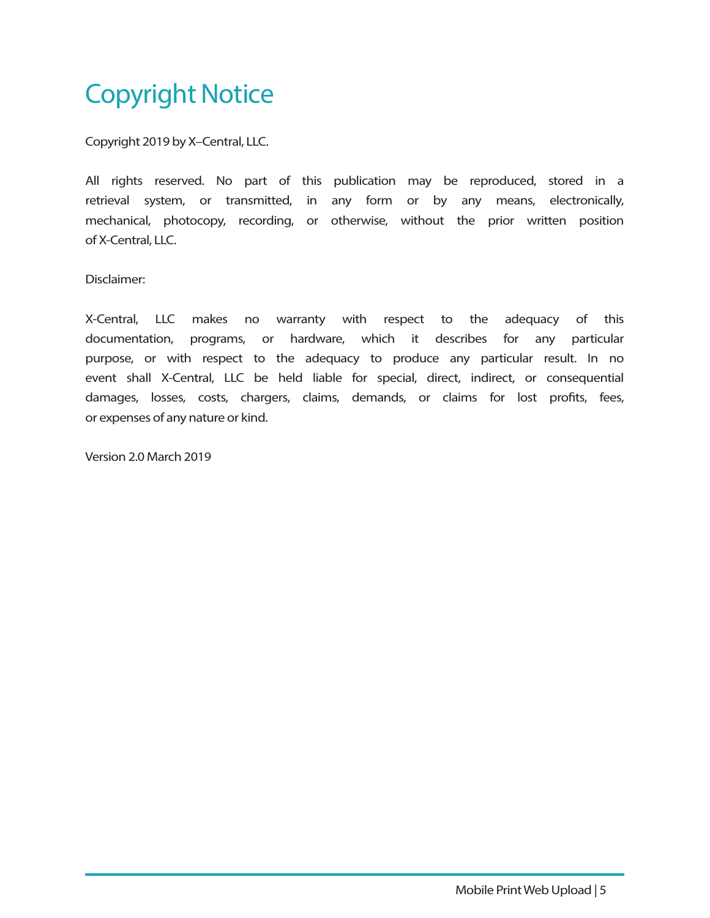# Copyright Notice

Copyright 2019 by X–Central, LLC.

All rights reserved. No part of this publication may be reproduced, stored in a retrieval system, or transmitted, in any form or by any means, electronically, mechanical, photocopy, recording, or otherwise, without the prior written position of X-Central, LLC.

Disclaimer:

X-Central, LLC makes no warranty with respect to the adequacy of this documentation, programs, or hardware, which it describes for any particular purpose, or with respect to the adequacy to produce any particular result. In no event shall X-Central, LLC be held liable for special, direct, indirect, or consequential damages, losses, costs, chargers, claims, demands, or claims for lost profits, fees, or expenses of any nature or kind.

Version 2.0 March 2019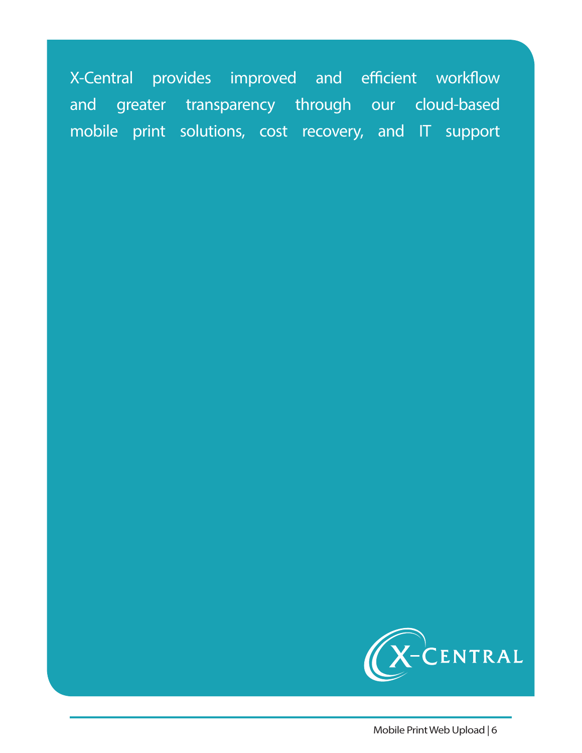X-Central provides improved and efficient workflow and greater transparency through our cloud-based mobile print solutions, cost recovery, and IT support

X-CENTRAL